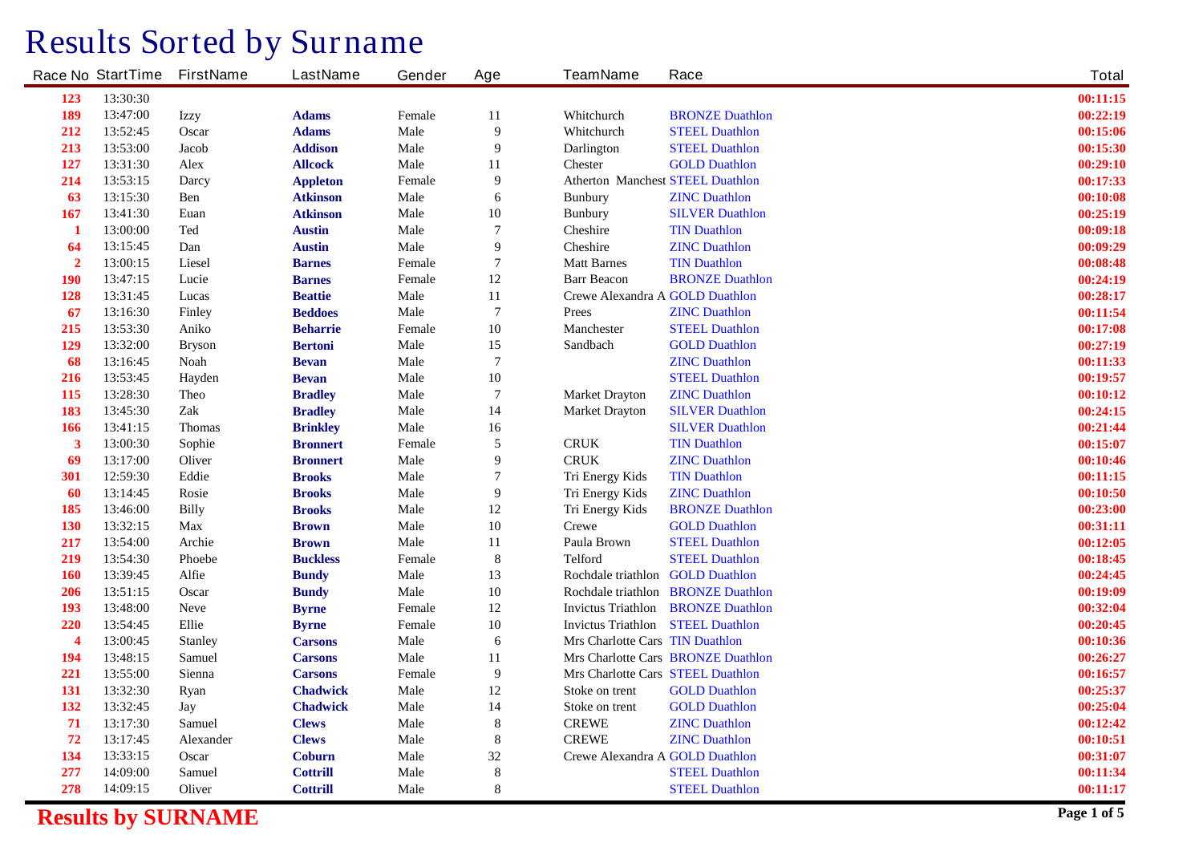# Results Sorted by Surname

| Race No | StartTime | FirstName | LastName | Gender | Age | TeamName | Race | Total |
|---|---|---|---|---|---|---|---|---|
| 123 | 13:30:30 | | | | | | | 00:11:15 |
| 189 | 13:47:00 | Izzy | **Adams** | Female | 11 | Whitchurch | BRONZE Duathlon | 00:22:19 |
| 212 | 13:52:45 | Oscar | **Adams** | Male | 9 | Whitchurch | STEEL Duathlon | 00:15:06 |
| 213 | 13:53:00 | Jacob | **Addison** | Male | 9 | Darlington | STEEL Duathlon | 00:15:30 |
| 127 | 13:31:30 | Alex | **Allcock** | Male | 11 | Chester | GOLD Duathlon | 00:29:10 |
| 214 | 13:53:15 | Darcy | **Appleton** | Female | 9 | Atherton Manchest | STEEL Duathlon | 00:17:33 |
| 63 | 13:15:30 | Ben | **Atkinson** | Male | 6 | Bunbury | ZINC Duathlon | 00:10:08 |
| 167 | 13:41:30 | Euan | **Atkinson** | Male | 10 | Bunbury | SILVER Duathlon | 00:25:19 |
| 1 | 13:00:00 | Ted | **Austin** | Male | 7 | Cheshire | TIN Duathlon | 00:09:18 |
| 64 | 13:15:45 | Dan | **Austin** | Male | 9 | Cheshire | ZINC Duathlon | 00:09:29 |
| 2 | 13:00:15 | Liesel | **Barnes** | Female | 7 | Matt Barnes | TIN Duathlon | 00:08:48 |
| 190 | 13:47:15 | Lucie | **Barnes** | Female | 12 | Barr Beacon | BRONZE Duathlon | 00:24:19 |
| 128 | 13:31:45 | Lucas | **Beattie** | Male | 11 | Crewe Alexandra A | GOLD Duathlon | 00:28:17 |
| 67 | 13:16:30 | Finley | **Beddoes** | Male | 7 | Prees | ZINC Duathlon | 00:11:54 |
| 215 | 13:53:30 | Aniko | **Beharrie** | Female | 10 | Manchester | STEEL Duathlon | 00:17:08 |
| 129 | 13:32:00 | Bryson | **Bertoni** | Male | 15 | Sandbach | GOLD Duathlon | 00:27:19 |
| 68 | 13:16:45 | Noah | **Bevan** | Male | 7 | | ZINC Duathlon | 00:11:33 |
| 216 | 13:53:45 | Hayden | **Bevan** | Male | 10 | | STEEL Duathlon | 00:19:57 |
| 115 | 13:28:30 | Theo | **Bradley** | Male | 7 | Market Drayton | ZINC Duathlon | 00:10:12 |
| 183 | 13:45:30 | Zak | **Bradley** | Male | 14 | Market Drayton | SILVER Duathlon | 00:24:15 |
| 166 | 13:41:15 | Thomas | **Brinkley** | Male | 16 | | SILVER Duathlon | 00:21:44 |
| 3 | 13:00:30 | Sophie | **Bronnert** | Female | 5 | CRUK | TIN Duathlon | 00:15:07 |
| 69 | 13:17:00 | Oliver | **Bronnert** | Male | 9 | CRUK | ZINC Duathlon | 00:10:46 |
| 301 | 12:59:30 | Eddie | **Brooks** | Male | 7 | Tri Energy Kids | TIN Duathlon | 00:11:15 |
| 60 | 13:14:45 | Rosie | **Brooks** | Male | 9 | Tri Energy Kids | ZINC Duathlon | 00:10:50 |
| 185 | 13:46:00 | Billy | **Brooks** | Male | 12 | Tri Energy Kids | BRONZE Duathlon | 00:23:00 |
| 130 | 13:32:15 | Max | **Brown** | Male | 10 | Crewe | GOLD Duathlon | 00:31:11 |
| 217 | 13:54:00 | Archie | **Brown** | Male | 11 | Paula Brown | STEEL Duathlon | 00:12:05 |
| 219 | 13:54:30 | Phoebe | **Buckless** | Female | 8 | Telford | STEEL Duathlon | 00:18:45 |
| 160 | 13:39:45 | Alfie | **Bundy** | Male | 13 | Rochdale triathlon | GOLD Duathlon | 00:24:45 |
| 206 | 13:51:15 | Oscar | **Bundy** | Male | 10 | Rochdale triathlon | BRONZE Duathlon | 00:19:09 |
| 193 | 13:48:00 | Neve | **Byrne** | Female | 12 | Invictus Triathlon | BRONZE Duathlon | 00:32:04 |
| 220 | 13:54:45 | Ellie | **Byrne** | Female | 10 | Invictus Triathlon | STEEL Duathlon | 00:20:45 |
| 4 | 13:00:45 | Stanley | **Carsons** | Male | 6 | Mrs Charlotte Cars | TIN Duathlon | 00:10:36 |
| 194 | 13:48:15 | Samuel | **Carsons** | Male | 11 | Mrs Charlotte Cars | BRONZE Duathlon | 00:26:27 |
| 221 | 13:55:00 | Sienna | **Carsons** | Female | 9 | Mrs Charlotte Cars | STEEL Duathlon | 00:16:57 |
| 131 | 13:32:30 | Ryan | **Chadwick** | Male | 12 | Stoke on trent | GOLD Duathlon | 00:25:37 |
| 132 | 13:32:45 | Jay | **Chadwick** | Male | 14 | Stoke on trent | GOLD Duathlon | 00:25:04 |
| 71 | 13:17:30 | Samuel | **Clews** | Male | 8 | CREWE | ZINC Duathlon | 00:12:42 |
| 72 | 13:17:45 | Alexander | **Clews** | Male | 8 | CREWE | ZINC Duathlon | 00:10:51 |
| 134 | 13:33:15 | Oscar | **Coburn** | Male | 32 | Crewe Alexandra A | GOLD Duathlon | 00:31:07 |
| 277 | 14:09:00 | Samuel | **Cottrill** | Male | 8 | | STEEL Duathlon | 00:11:34 |
| 278 | 14:09:15 | Oliver | **Cottrill** | Male | 8 | | STEEL Duathlon | 00:11:17 |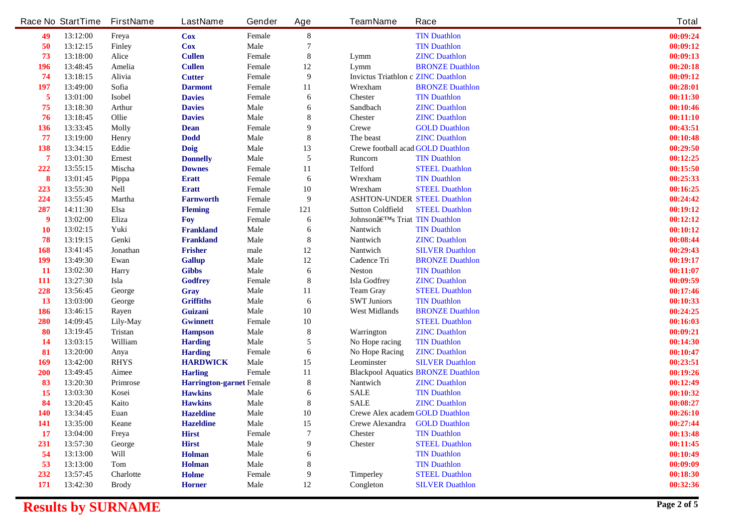| Race No | StartTime | FirstName | LastName | Gender | Age | TeamName | Race | Total |
|---|---|---|---|---|---|---|---|---|
| 49 | 13:12:00 | Freya | **Cox** | Female | 8 | | TIN Duathlon | 00:09:24 |
| 50 | 13:12:15 | Finley | **Cox** | Male | 7 | | TIN Duathlon | 00:09:12 |
| 73 | 13:18:00 | Alice | **Cullen** | Female | 8 | Lymm | ZINC Duathlon | 00:09:13 |
| 196 | 13:48:45 | Amelia | **Cullen** | Female | 12 | Lymm | BRONZE Duathlon | 00:20:18 |
| 74 | 13:18:15 | Alivia | **Cutter** | Female | 9 | Invictus Triathlon c | ZINC Duathlon | 00:09:12 |
| 197 | 13:49:00 | Sofia | **Darmont** | Female | 11 | Wrexham | BRONZE Duathlon | 00:28:01 |
| 5 | 13:01:00 | Isobel | **Davies** | Female | 6 | Chester | TIN Duathlon | 00:11:30 |
| 75 | 13:18:30 | Arthur | **Davies** | Male | 6 | Sandbach | ZINC Duathlon | 00:10:46 |
| 76 | 13:18:45 | Ollie | **Davies** | Male | 8 | Chester | ZINC Duathlon | 00:11:10 |
| 136 | 13:33:45 | Molly | **Dean** | Female | 9 | Crewe | GOLD Duathlon | 00:43:51 |
| 77 | 13:19:00 | Henry | **Dodd** | Male | 8 | The beast | ZINC Duathlon | 00:10:48 |
| 138 | 13:34:15 | Eddie | **Doig** | Male | 13 | Crewe football acad | GOLD Duathlon | 00:29:50 |
| 7 | 13:01:30 | Ernest | **Donnelly** | Male | 5 | Runcorn | TIN Duathlon | 00:12:25 |
| 222 | 13:55:15 | Mischa | **Downes** | Female | 11 | Telford | STEEL Duathlon | 00:15:50 |
| 8 | 13:01:45 | Pippa | **Eratt** | Female | 6 | Wrexham | TIN Duathlon | 00:25:33 |
| 223 | 13:55:30 | Nell | **Eratt** | Female | 10 | Wrexham | STEEL Duathlon | 00:16:25 |
| 224 | 13:55:45 | Martha | **Farnworth** | Female | 9 | ASHTON-UNDER | STEEL Duathlon | 00:24:42 |
| 287 | 14:11:30 | Elsa | **Fleming** | Female | 121 | Sutton Coldfield | STEEL Duathlon | 00:19:12 |
| 9 | 13:02:00 | Eliza | **Foy** | Female | 6 | Johnsonâ€™s Triat | TIN Duathlon | 00:12:12 |
| 10 | 13:02:15 | Yuki | **Frankland** | Male | 6 | Nantwich | TIN Duathlon | 00:10:12 |
| 78 | 13:19:15 | Genki | **Frankland** | Male | 8 | Nantwich | ZINC Duathlon | 00:08:44 |
| 168 | 13:41:45 | Jonathan | **Frisher** | male | 12 | Nantwich | SILVER Duathlon | 00:29:43 |
| 199 | 13:49:30 | Ewan | **Gallup** | Male | 12 | Cadence Tri | BRONZE Duathlon | 00:19:17 |
| 11 | 13:02:30 | Harry | **Gibbs** | Male | 6 | Neston | TIN Duathlon | 00:11:07 |
| 111 | 13:27:30 | Isla | **Godfrey** | Female | 8 | Isla Godfrey | ZINC Duathlon | 00:09:59 |
| 228 | 13:56:45 | George | **Gray** | Male | 11 | Team Gray | STEEL Duathlon | 00:17:46 |
| 13 | 13:03:00 | George | **Griffiths** | Male | 6 | SWT Juniors | TIN Duathlon | 00:10:33 |
| 186 | 13:46:15 | Rayen | **Guizani** | Male | 10 | West Midlands | BRONZE Duathlon | 00:24:25 |
| 280 | 14:09:45 | Lily-May | **Gwinnett** | Female | 10 | | STEEL Duathlon | 00:16:03 |
| 80 | 13:19:45 | Tristan | **Hampson** | Male | 8 | Warrington | ZINC Duathlon | 00:09:21 |
| 14 | 13:03:15 | William | **Harding** | Male | 5 | No Hope racing | TIN Duathlon | 00:14:30 |
| 81 | 13:20:00 | Anya | **Harding** | Female | 6 | No Hope Racing | ZINC Duathlon | 00:10:47 |
| 169 | 13:42:00 | RHYS | **HARDWICK** | Male | 15 | Leominster | SILVER Duathlon | 00:23:51 |
| 200 | 13:49:45 | Aimee | **Harling** | Female | 11 | Blackpool Aquatics | BRONZE Duathlon | 00:19:26 |
| 83 | 13:20:30 | Primrose | **Harrington-garnet** | Female | 8 | Nantwich | ZINC Duathlon | 00:12:49 |
| 15 | 13:03:30 | Kosei | **Hawkins** | Male | 6 | SALE | TIN Duathlon | 00:10:32 |
| 84 | 13:20:45 | Kaito | **Hawkins** | Male | 8 | SALE | ZINC Duathlon | 00:08:27 |
| 140 | 13:34:45 | Euan | **Hazeldine** | Male | 10 | Crewe Alex academ | GOLD Duathlon | 00:26:10 |
| 141 | 13:35:00 | Keane | **Hazeldine** | Male | 15 | Crewe Alexandra | GOLD Duathlon | 00:27:44 |
| 17 | 13:04:00 | Freya | **Hirst** | Female | 7 | Chester | TIN Duathlon | 00:13:48 |
| 231 | 13:57:30 | George | **Hirst** | Male | 9 | Chester | STEEL Duathlon | 00:11:45 |
| 54 | 13:13:00 | Will | **Holman** | Male | 6 | | TIN Duathlon | 00:10:49 |
| 53 | 13:13:00 | Tom | **Holman** | Male | 8 | | TIN Duathlon | 00:09:09 |
| 232 | 13:57:45 | Charlotte | **Holme** | Female | 9 | Timperley | STEEL Duathlon | 00:18:30 |
| 171 | 13:42:30 | Brody | **Horner** | Male | 12 | Congleton | SILVER Duathlon | 00:32:36 |

**Results by SURNAME**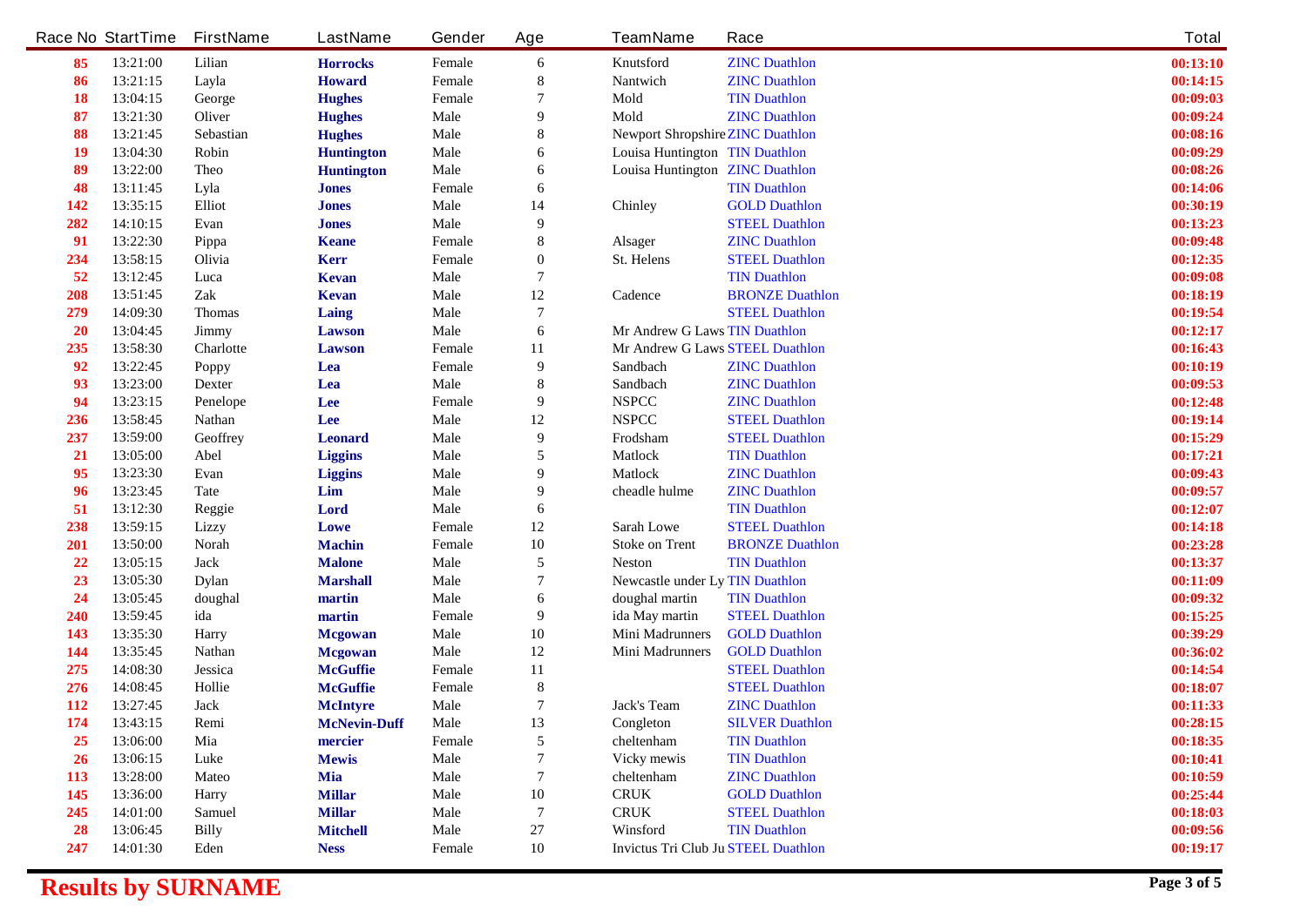| Race No | StartTime | FirstName | LastName | Gender | Age | TeamName | Race | Total |
|---|---|---|---|---|---|---|---|---|
| 85 | 13:21:00 | Lilian | **Horrocks** | Female | 6 | Knutsford | ZINC Duathlon | 00:13:10 |
| 86 | 13:21:15 | Layla | **Howard** | Female | 8 | Nantwich | ZINC Duathlon | 00:14:15 |
| 18 | 13:04:15 | George | **Hughes** | Female | 7 | Mold | TIN Duathlon | 00:09:03 |
| 87 | 13:21:30 | Oliver | **Hughes** | Male | 9 | Mold | ZINC Duathlon | 00:09:24 |
| 88 | 13:21:45 | Sebastian | **Hughes** | Male | 8 | Newport Shropshire | ZINC Duathlon | 00:08:16 |
| 19 | 13:04:30 | Robin | **Huntington** | Male | 6 | Louisa Huntington | TIN Duathlon | 00:09:29 |
| 89 | 13:22:00 | Theo | **Huntington** | Male | 6 | Louisa Huntington | ZINC Duathlon | 00:08:26 |
| 48 | 13:11:45 | Lyla | **Jones** | Female | 6 | | TIN Duathlon | 00:14:06 |
| 142 | 13:35:15 | Elliot | **Jones** | Male | 14 | Chinley | GOLD Duathlon | 00:30:19 |
| 282 | 14:10:15 | Evan | **Jones** | Male | 9 | | STEEL Duathlon | 00:13:23 |
| 91 | 13:22:30 | Pippa | **Keane** | Female | 8 | Alsager | ZINC Duathlon | 00:09:48 |
| 234 | 13:58:15 | Olivia | **Kerr** | Female | 0 | St. Helens | STEEL Duathlon | 00:12:35 |
| 52 | 13:12:45 | Luca | **Kevan** | Male | 7 | | TIN Duathlon | 00:09:08 |
| 208 | 13:51:45 | Zak | **Kevan** | Male | 12 | Cadence | BRONZE Duathlon | 00:18:19 |
| 279 | 14:09:30 | Thomas | **Laing** | Male | 7 | | STEEL Duathlon | 00:19:54 |
| 20 | 13:04:45 | Jimmy | **Lawson** | Male | 6 | Mr Andrew G Laws | TIN Duathlon | 00:12:17 |
| 235 | 13:58:30 | Charlotte | **Lawson** | Female | 11 | Mr Andrew G Laws | STEEL Duathlon | 00:16:43 |
| 92 | 13:22:45 | Poppy | **Lea** | Female | 9 | Sandbach | ZINC Duathlon | 00:10:19 |
| 93 | 13:23:00 | Dexter | **Lea** | Male | 8 | Sandbach | ZINC Duathlon | 00:09:53 |
| 94 | 13:23:15 | Penelope | **Lee** | Female | 9 | NSPCC | ZINC Duathlon | 00:12:48 |
| 236 | 13:58:45 | Nathan | **Lee** | Male | 12 | NSPCC | STEEL Duathlon | 00:19:14 |
| 237 | 13:59:00 | Geoffrey | **Leonard** | Male | 9 | Frodsham | STEEL Duathlon | 00:15:29 |
| 21 | 13:05:00 | Abel | **Liggins** | Male | 5 | Matlock | TIN Duathlon | 00:17:21 |
| 95 | 13:23:30 | Evan | **Liggins** | Male | 9 | Matlock | ZINC Duathlon | 00:09:43 |
| 96 | 13:23:45 | Tate | **Lim** | Male | 9 | cheadle hulme | ZINC Duathlon | 00:09:57 |
| 51 | 13:12:30 | Reggie | **Lord** | Male | 6 | | TIN Duathlon | 00:12:07 |
| 238 | 13:59:15 | Lizzy | **Lowe** | Female | 12 | Sarah Lowe | STEEL Duathlon | 00:14:18 |
| 201 | 13:50:00 | Norah | **Machin** | Female | 10 | Stoke on Trent | BRONZE Duathlon | 00:23:28 |
| 22 | 13:05:15 | Jack | **Malone** | Male | 5 | Neston | TIN Duathlon | 00:13:37 |
| 23 | 13:05:30 | Dylan | **Marshall** | Male | 7 | Newcastle under Ly | TIN Duathlon | 00:11:09 |
| 24 | 13:05:45 | doughal | **martin** | Male | 6 | doughal martin | TIN Duathlon | 00:09:32 |
| 240 | 13:59:45 | ida | **martin** | Female | 9 | ida May martin | STEEL Duathlon | 00:15:25 |
| 143 | 13:35:30 | Harry | **Mcgowan** | Male | 10 | Mini Madrunners | GOLD Duathlon | 00:39:29 |
| 144 | 13:35:45 | Nathan | **Mcgowan** | Male | 12 | Mini Madrunners | GOLD Duathlon | 00:36:02 |
| 275 | 14:08:30 | Jessica | **McGuffie** | Female | 11 | | STEEL Duathlon | 00:14:54 |
| 276 | 14:08:45 | Hollie | **McGuffie** | Female | 8 | | STEEL Duathlon | 00:18:07 |
| 112 | 13:27:45 | Jack | **McIntyre** | Male | 7 | Jack's Team | ZINC Duathlon | 00:11:33 |
| 174 | 13:43:15 | Remi | **McNevin-Duff** | Male | 13 | Congleton | SILVER Duathlon | 00:28:15 |
| 25 | 13:06:00 | Mia | **mercier** | Female | 5 | cheltenham | TIN Duathlon | 00:18:35 |
| 26 | 13:06:15 | Luke | **Mewis** | Male | 7 | Vicky mewis | TIN Duathlon | 00:10:41 |
| 113 | 13:28:00 | Mateo | **Mia** | Male | 7 | cheltenham | ZINC Duathlon | 00:10:59 |
| 145 | 13:36:00 | Harry | **Millar** | Male | 10 | CRUK | GOLD Duathlon | 00:25:44 |
| 245 | 14:01:00 | Samuel | **Millar** | Male | 7 | CRUK | STEEL Duathlon | 00:18:03 |
| 28 | 13:06:45 | Billy | **Mitchell** | Male | 27 | Winsford | TIN Duathlon | 00:09:56 |
| 247 | 14:01:30 | Eden | **Ness** | Female | 10 | Invictus Tri Club Ju | STEEL Duathlon | 00:19:17 |

**Results by SURNAME**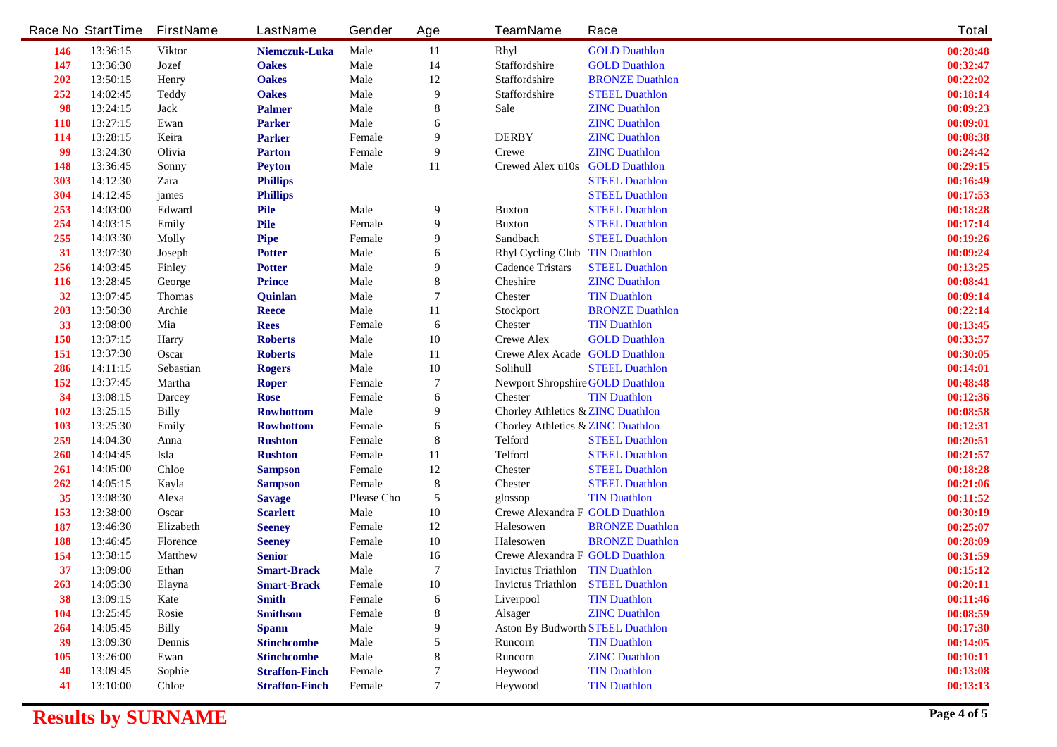| Race No | StartTime | FirstName | LastName | Gender | Age | TeamName | Race | Total |
|---|---|---|---|---|---|---|---|---|
| 146 | 13:36:15 | Viktor | **Niemczuk-Luka** | Male | 11 | Rhyl | GOLD Duathlon | 00:28:48 |
| 147 | 13:36:30 | Jozef | **Oakes** | Male | 14 | Staffordshire | GOLD Duathlon | 00:32:47 |
| 202 | 13:50:15 | Henry | **Oakes** | Male | 12 | Staffordshire | BRONZE Duathlon | 00:22:02 |
| 252 | 14:02:45 | Teddy | **Oakes** | Male | 9 | Staffordshire | STEEL Duathlon | 00:18:14 |
| 98 | 13:24:15 | Jack | **Palmer** | Male | 8 | Sale | ZINC Duathlon | 00:09:23 |
| 110 | 13:27:15 | Ewan | **Parker** | Male | 6 | | ZINC Duathlon | 00:09:01 |
| 114 | 13:28:15 | Keira | **Parker** | Female | 9 | DERBY | ZINC Duathlon | 00:08:38 |
| 99 | 13:24:30 | Olivia | **Parton** | Female | 9 | Crewe | ZINC Duathlon | 00:24:42 |
| 148 | 13:36:45 | Sonny | **Peyton** | Male | 11 | Crewed Alex u10s | GOLD Duathlon | 00:29:15 |
| 303 | 14:12:30 | Zara | **Phillips** | | | | STEEL Duathlon | 00:16:49 |
| 304 | 14:12:45 | james | **Phillips** | | | | STEEL Duathlon | 00:17:53 |
| 253 | 14:03:00 | Edward | **Pile** | Male | 9 | Buxton | STEEL Duathlon | 00:18:28 |
| 254 | 14:03:15 | Emily | **Pile** | Female | 9 | Buxton | STEEL Duathlon | 00:17:14 |
| 255 | 14:03:30 | Molly | **Pipe** | Female | 9 | Sandbach | STEEL Duathlon | 00:19:26 |
| 31 | 13:07:30 | Joseph | **Potter** | Male | 6 | Rhyl Cycling Club | TIN Duathlon | 00:09:24 |
| 256 | 14:03:45 | Finley | **Potter** | Male | 9 | Cadence Tristars | STEEL Duathlon | 00:13:25 |
| 116 | 13:28:45 | George | **Prince** | Male | 8 | Cheshire | ZINC Duathlon | 00:08:41 |
| 32 | 13:07:45 | Thomas | **Quinlan** | Male | 7 | Chester | TIN Duathlon | 00:09:14 |
| 203 | 13:50:30 | Archie | **Reece** | Male | 11 | Stockport | BRONZE Duathlon | 00:22:14 |
| 33 | 13:08:00 | Mia | **Rees** | Female | 6 | Chester | TIN Duathlon | 00:13:45 |
| 150 | 13:37:15 | Harry | **Roberts** | Male | 10 | Crewe Alex | GOLD Duathlon | 00:33:57 |
| 151 | 13:37:30 | Oscar | **Roberts** | Male | 11 | Crewe Alex Acade | GOLD Duathlon | 00:30:05 |
| 286 | 14:11:15 | Sebastian | **Rogers** | Male | 10 | Solihull | STEEL Duathlon | 00:14:01 |
| 152 | 13:37:45 | Martha | **Roper** | Female | 7 | Newport Shropshire | GOLD Duathlon | 00:48:48 |
| 34 | 13:08:15 | Darcey | **Rose** | Female | 6 | Chester | TIN Duathlon | 00:12:36 |
| 102 | 13:25:15 | Billy | **Rowbottom** | Male | 9 | Chorley Athletics & | ZINC Duathlon | 00:08:58 |
| 103 | 13:25:30 | Emily | **Rowbottom** | Female | 6 | Chorley Athletics & | ZINC Duathlon | 00:12:31 |
| 259 | 14:04:30 | Anna | **Rushton** | Female | 8 | Telford | STEEL Duathlon | 00:20:51 |
| 260 | 14:04:45 | Isla | **Rushton** | Female | 11 | Telford | STEEL Duathlon | 00:21:57 |
| 261 | 14:05:00 | Chloe | **Sampson** | Female | 12 | Chester | STEEL Duathlon | 00:18:28 |
| 262 | 14:05:15 | Kayla | **Sampson** | Female | 8 | Chester | STEEL Duathlon | 00:21:06 |
| 35 | 13:08:30 | Alexa | **Savage** | Please Cho | 5 | glossop | TIN Duathlon | 00:11:52 |
| 153 | 13:38:00 | Oscar | **Scarlett** | Male | 10 | Crewe Alexandra F | GOLD Duathlon | 00:30:19 |
| 187 | 13:46:30 | Elizabeth | **Seeney** | Female | 12 | Halesowen | BRONZE Duathlon | 00:25:07 |
| 188 | 13:46:45 | Florence | **Seeney** | Female | 10 | Halesowen | BRONZE Duathlon | 00:28:09 |
| 154 | 13:38:15 | Matthew | **Senior** | Male | 16 | Crewe Alexandra F | GOLD Duathlon | 00:31:59 |
| 37 | 13:09:00 | Ethan | **Smart-Brack** | Male | 7 | Invictus Triathlon | TIN Duathlon | 00:15:12 |
| 263 | 14:05:30 | Elayna | **Smart-Brack** | Female | 10 | Invictus Triathlon | STEEL Duathlon | 00:20:11 |
| 38 | 13:09:15 | Kate | **Smith** | Female | 6 | Liverpool | TIN Duathlon | 00:11:46 |
| 104 | 13:25:45 | Rosie | **Smithson** | Female | 8 | Alsager | ZINC Duathlon | 00:08:59 |
| 264 | 14:05:45 | Billy | **Spann** | Male | 9 | Aston By Budworth | STEEL Duathlon | 00:17:30 |
| 39 | 13:09:30 | Dennis | **Stinchcombe** | Male | 5 | Runcorn | TIN Duathlon | 00:14:05 |
| 105 | 13:26:00 | Ewan | **Stinchcombe** | Male | 8 | Runcorn | ZINC Duathlon | 00:10:11 |
| 40 | 13:09:45 | Sophie | **Straffon-Finch** | Female | 7 | Heywood | TIN Duathlon | 00:13:08 |
| 41 | 13:10:00 | Chloe | **Straffon-Finch** | Female | 7 | Heywood | TIN Duathlon | 00:13:13 |

**Results by SURNAME**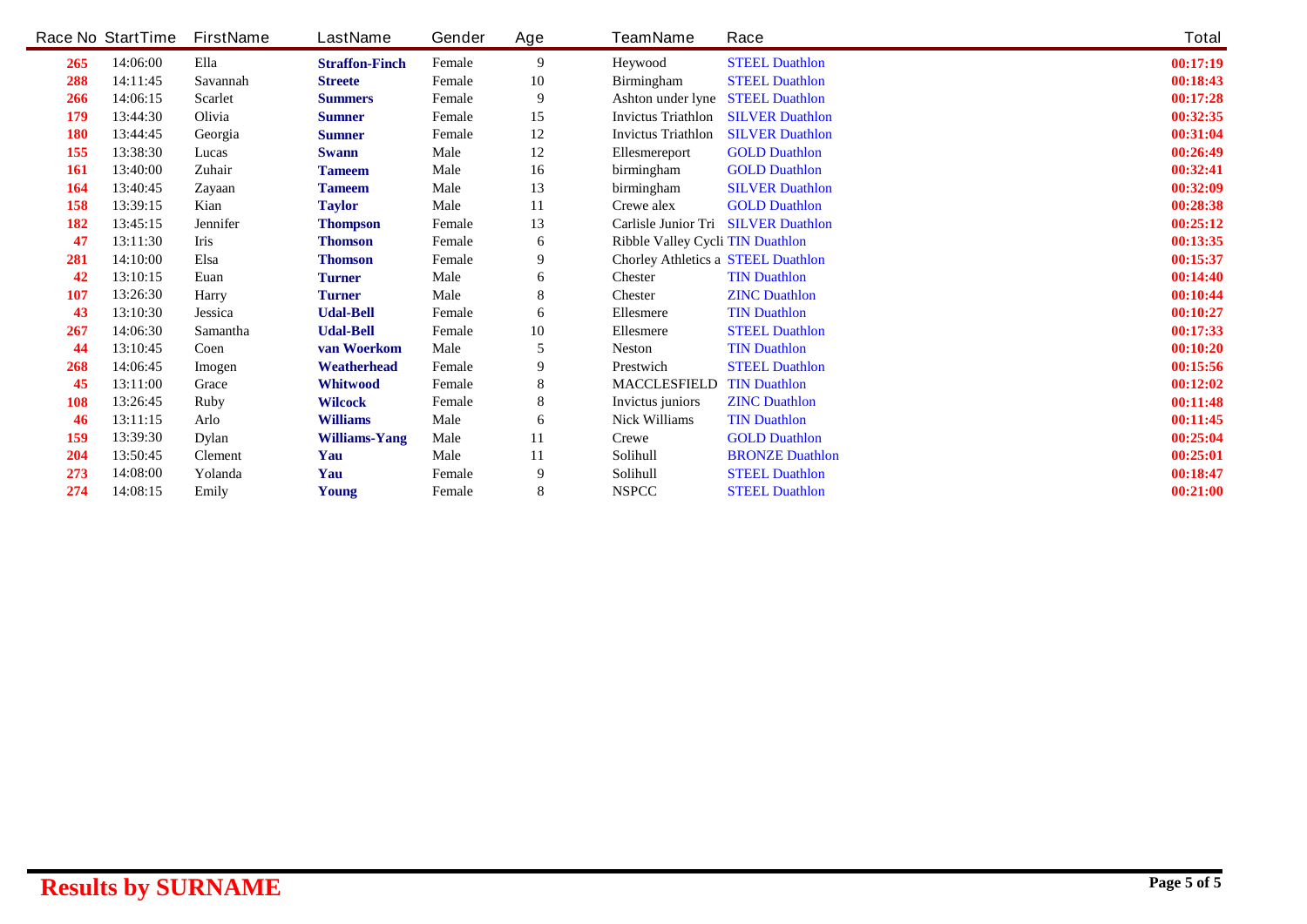| Race No | StartTime | FirstName | LastName | Gender | Age | TeamName | Race | Total |
|---|---|---|---|---|---|---|---|---|
| **265** | 14:06:00 | Ella | **Straffon-Finch** | Female | 9 | Heywood | STEEL Duathlon | **00:17:19** |
| **288** | 14:11:45 | Savannah | **Streete** | Female | 10 | Birmingham | STEEL Duathlon | **00:18:43** |
| **266** | 14:06:15 | Scarlet | **Summers** | Female | 9 | Ashton under lyne | STEEL Duathlon | **00:17:28** |
| **179** | 13:44:30 | Olivia | **Sumner** | Female | 15 | Invictus Triathlon | SILVER Duathlon | **00:32:35** |
| **180** | 13:44:45 | Georgia | **Sumner** | Female | 12 | Invictus Triathlon | SILVER Duathlon | **00:31:04** |
| **155** | 13:38:30 | Lucas | **Swann** | Male | 12 | Ellesmereport | GOLD Duathlon | **00:26:49** |
| **161** | 13:40:00 | Zuhair | **Tameem** | Male | 16 | birmingham | GOLD Duathlon | **00:32:41** |
| **164** | 13:40:45 | Zayaan | **Tameem** | Male | 13 | birmingham | SILVER Duathlon | **00:32:09** |
| **158** | 13:39:15 | Kian | **Taylor** | Male | 11 | Crewe alex | GOLD Duathlon | **00:28:38** |
| **182** | 13:45:15 | Jennifer | **Thompson** | Female | 13 | Carlisle Junior Tri | SILVER Duathlon | **00:25:12** |
| **47** | 13:11:30 | Iris | **Thomson** | Female | 6 | Ribble Valley Cycli | TIN Duathlon | **00:13:35** |
| **281** | 14:10:00 | Elsa | **Thomson** | Female | 9 | Chorley Athletics a | STEEL Duathlon | **00:15:37** |
| **42** | 13:10:15 | Euan | **Turner** | Male | 6 | Chester | TIN Duathlon | **00:14:40** |
| **107** | 13:26:30 | Harry | **Turner** | Male | 8 | Chester | ZINC Duathlon | **00:10:44** |
| **43** | 13:10:30 | Jessica | **Udal-Bell** | Female | 6 | Ellesmere | TIN Duathlon | **00:10:27** |
| **267** | 14:06:30 | Samantha | **Udal-Bell** | Female | 10 | Ellesmere | STEEL Duathlon | **00:17:33** |
| **44** | 13:10:45 | Coen | **van Woerkom** | Male | 5 | Neston | TIN Duathlon | **00:10:20** |
| **268** | 14:06:45 | Imogen | **Weatherhead** | Female | 9 | Prestwich | STEEL Duathlon | **00:15:56** |
| **45** | 13:11:00 | Grace | **Whitwood** | Female | 8 | MACCLESFIELD | TIN Duathlon | **00:12:02** |
| **108** | 13:26:45 | Ruby | **Wilcock** | Female | 8 | Invictus juniors | ZINC Duathlon | **00:11:48** |
| **46** | 13:11:15 | Arlo | **Williams** | Male | 6 | Nick Williams | TIN Duathlon | **00:11:45** |
| **159** | 13:39:30 | Dylan | **Williams-Yang** | Male | 11 | Crewe | GOLD Duathlon | **00:25:04** |
| **204** | 13:50:45 | Clement | **Yau** | Male | 11 | Solihull | BRONZE Duathlon | **00:25:01** |
| **273** | 14:08:00 | Yolanda | **Yau** | Female | 9 | Solihull | STEEL Duathlon | **00:18:47** |
| **274** | 14:08:15 | Emily | **Young** | Female | 8 | NSPCC | STEEL Duathlon | **00:21:00** |

**Results by SURNAME**